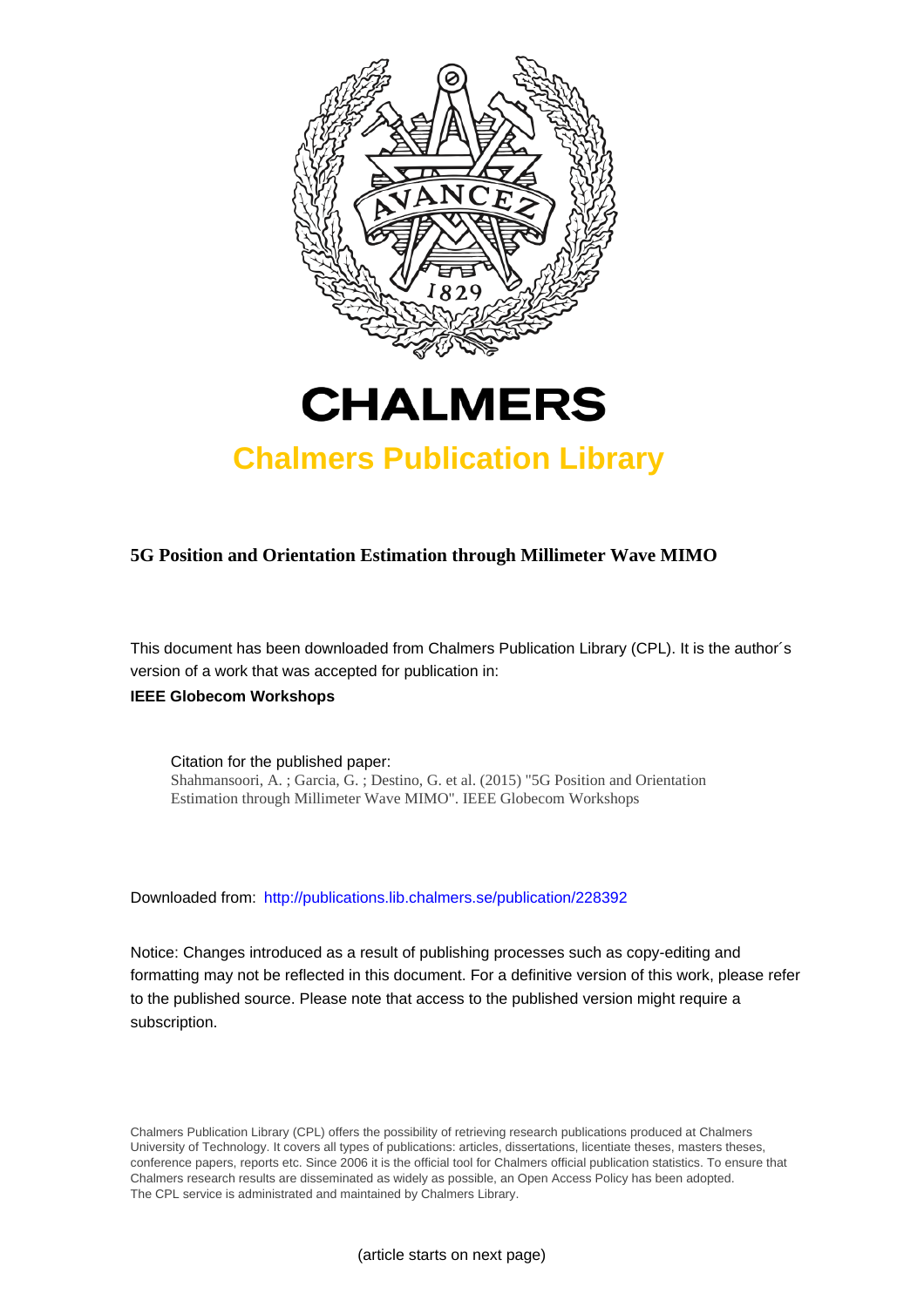# CHALMERS

## Chalmers Publication Library

**5G Position and Orientation Estimation through Millimeter Wave MIMO**

This document has been downloaded from Chalmers Publication Library (CPL). It is the author´s version of a work that was accepted for publication in:

**IEEE Globecom Workshops**

Citation for the published paper:
Shahmansoori, A. ; Garcia, G. ; Destino, G. et al. (2015) "5G Position and Orientation Estimation through Millimeter Wave MIMO". IEEE Globecom Workshops

Downloaded from: http://publications.lib.chalmers.se/publication/228392

Notice: Changes introduced as a result of publishing processes such as copy-editing and formatting may not be reflected in this document. For a definitive version of this work, please refer to the published source. Please note that access to the published version might require a subscription.

Chalmers Publication Library (CPL) offers the possibility of retrieving research publications produced at Chalmers University of Technology. It covers all types of publications: articles, dissertations, licentiate theses, masters theses, conference papers, reports etc. Since 2006 it is the official tool for Chalmers official publication statistics. To ensure that Chalmers research results are disseminated as widely as possible, an Open Access Policy has been adopted. The CPL service is administrated and maintained by Chalmers Library.

(article starts on next page)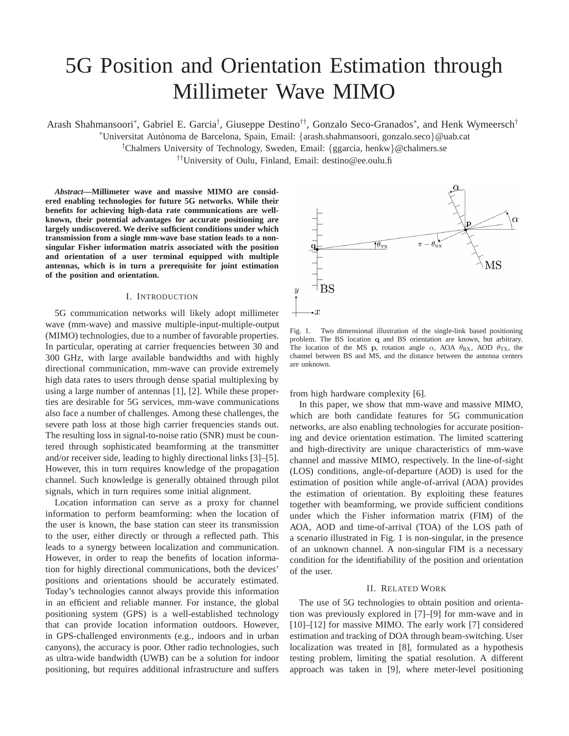# 5G Position and Orientation Estimation through Millimeter Wave MIMO

Arash Shahmansoori*, Gabriel E. Garcia†, Giuseppe Destino††, Gonzalo Seco-Granados*, and Henk Wymeersch†

*Universitat Autònoma de Barcelona, Spain, Email: {arash.shahmansoori, gonzalo.seco}@uab.cat

†Chalmers University of Technology, Sweden, Email: {ggarcia, henkw}@chalmers.se

††University of Oulu, Finland, Email: destino@ee.oulu.fi

***Abstract*—Millimeter wave and massive MIMO are considered enabling technologies for future 5G networks. While their benefits for achieving high-data rate communications are well-known, their potential advantages for accurate positioning are largely undiscovered. We derive sufficient conditions under which transmission from a single mm-wave base station leads to a non-singular Fisher information matrix associated with the position and orientation of a user terminal equipped with multiple antennas, which is in turn a prerequisite for joint estimation of the position and orientation.**

## I. Introduction

5G communication networks will likely adopt millimeter wave (mm-wave) and massive multiple-input-multiple-output (MIMO) technologies, due to a number of favorable properties. In particular, operating at carrier frequencies between 30 and 300 GHz, with large available bandwidths and with highly directional communication, mm-wave can provide extremely high data rates to users through dense spatial multiplexing by using a large number of antennas [1], [2]. While these properties are desirable for 5G services, mm-wave communications also face a number of challenges. Among these challenges, the severe path loss at those high carrier frequencies stands out. The resulting loss in signal-to-noise ratio (SNR) must be countered through sophisticated beamforming at the transmitter and/or receiver side, leading to highly directional links [3]–[5]. However, this in turn requires knowledge of the propagation channel. Such knowledge is generally obtained through pilot signals, which in turn requires some initial alignment.

Location information can serve as a proxy for channel information to perform beamforming: when the location of the user is known, the base station can steer its transmission to the user, either directly or through a reflected path. This leads to a synergy between localization and communication. However, in order to reap the benefits of location information for highly directional communications, both the devices' positions and orientations should be accurately estimated. Today's technologies cannot always provide this information in an efficient and reliable manner. For instance, the global positioning system (GPS) is a well-established technology that can provide location information outdoors. However, in GPS-challenged environments (e.g., indoors and in urban canyons), the accuracy is poor. Other radio technologies, such as ultra-wide bandwidth (UWB) can be a solution for indoor positioning, but requires additional infrastructure and suffers from high hardware complexity [6].

Fig. 1. Two dimensional illustration of the single-link based positioning problem. The BS location $\mathbf{q}$ and BS orientation are known, but arbitrary. The location of the MS $\mathbf{p}$, rotation angle $\alpha$, AOA $\theta_{\mathrm{RX}}$, AOD $\theta_{\mathrm{TX}}$, the channel between BS and MS, and the distance between the antenna centers are unknown.

In this paper, we show that mm-wave and massive MIMO, which are both candidate features for 5G communication networks, are also enabling technologies for accurate positioning and device orientation estimation. The limited scattering and high-directivity are unique characteristics of mm-wave channel and massive MIMO, respectively. In the line-of-sight (LOS) conditions, angle-of-departure (AOD) is used for the estimation of position while angle-of-arrival (AOA) provides the estimation of orientation. By exploiting these features together with beamforming, we provide sufficient conditions under which the Fisher information matrix (FIM) of the AOA, AOD and time-of-arrival (TOA) of the LOS path of a scenario illustrated in Fig. 1 is non-singular, in the presence of an unknown channel. A non-singular FIM is a necessary condition for the identifiability of the position and orientation of the user.

## II. Related Work

The use of 5G technologies to obtain position and orientation was previously explored in [7]–[9] for mm-wave and in [10]–[12] for massive MIMO. The early work [7] considered estimation and tracking of DOA through beam-switching. User localization was treated in [8], formulated as a hypothesis testing problem, limiting the spatial resolution. A different approach was taken in [9], where meter-level positioning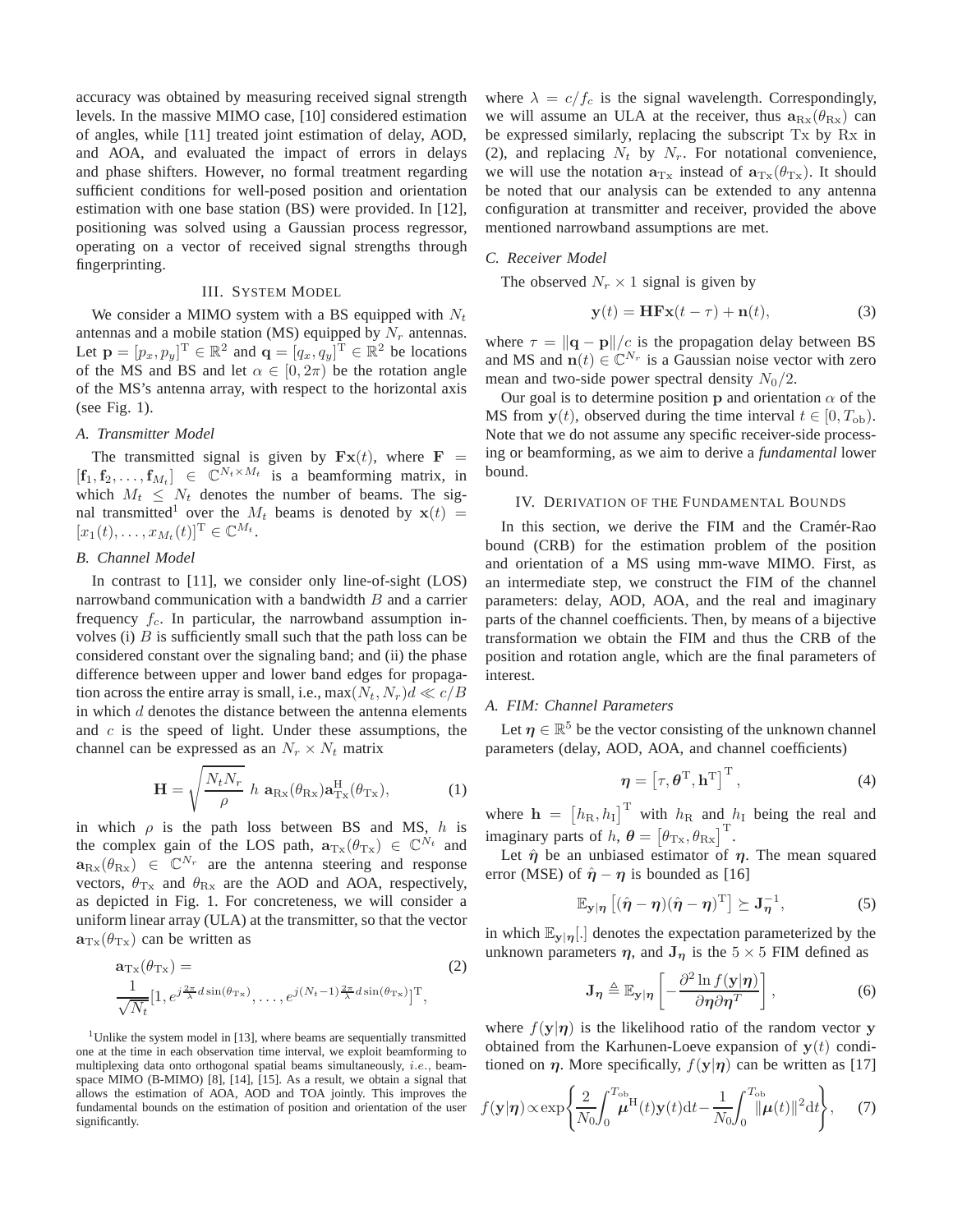accuracy was obtained by measuring received signal strength levels. In the massive MIMO case, [10] considered estimation of angles, while [11] treated joint estimation of delay, AOD, and AOA, and evaluated the impact of errors in delays and phase shifters. However, no formal treatment regarding sufficient conditions for well-posed position and orientation estimation with one base station (BS) were provided. In [12], positioning was solved using a Gaussian process regressor, operating on a vector of received signal strengths through fingerprinting.

## III. System Model

We consider a MIMO system with a BS equipped with $N_t$ antennas and a mobile station (MS) equipped by $N_r$ antennas. Let $\mathbf{p} = [p_x, p_y]^{\mathrm{T}} \in \mathbb{R}^2$ and $\mathbf{q} = [q_x, q_y]^{\mathrm{T}} \in \mathbb{R}^2$ be locations of the MS and BS and let $\alpha \in [0, 2\pi)$ be the rotation angle of the MS's antenna array, with respect to the horizontal axis (see Fig. 1).

### A. Transmitter Model

The transmitted signal is given by $\mathbf{F}\mathbf{x}(t)$, where $\mathbf{F} = [\mathbf{f}_1, \mathbf{f}_2, \ldots, \mathbf{f}_{M_t}] \in \mathbb{C}^{N_t \times M_t}$ is a beamforming matrix, in which $M_t \leq N_t$ denotes the number of beams. The signal transmitted[1] over the $M_t$ beams is denoted by $\mathbf{x}(t) = [x_1(t), \ldots, x_{M_t}(t)]^{\mathrm{T}} \in \mathbb{C}^{M_t}$.

### B. Channel Model

In contrast to [11], we consider only line-of-sight (LOS) narrowband communication with a bandwidth $B$ and a carrier frequency $f_c$. In particular, the narrowband assumption involves (i) $B$ is sufficiently small such that the path loss can be considered constant over the signaling band; and (ii) the phase difference between upper and lower band edges for propagation across the entire array is small, i.e., $\max(N_t, N_r)d \ll c/B$ in which $d$ denotes the distance between the antenna elements and $c$ is the speed of light. Under these assumptions, the channel can be expressed as an $N_r \times N_t$ matrix

$$\mathbf{H} = \sqrt{\frac{N_t N_r}{\rho}}\; h\; \mathbf{a}_{\mathrm{Rx}}(\theta_{\mathrm{Rx}})\mathbf{a}^{\mathrm{H}}_{\mathrm{Tx}}(\theta_{\mathrm{Tx}}), \tag{1}$$

in which $\rho$ is the path loss between BS and MS, $h$ is the complex gain of the LOS path, $\mathbf{a}_{\mathrm{Tx}}(\theta_{\mathrm{Tx}}) \in \mathbb{C}^{N_t}$ and $\mathbf{a}_{\mathrm{Rx}}(\theta_{\mathrm{Rx}}) \in \mathbb{C}^{N_r}$ are the antenna steering and response vectors, $\theta_{\mathrm{Tx}}$ and $\theta_{\mathrm{Rx}}$ are the AOD and AOA, respectively, as depicted in Fig. 1. For concreteness, we will consider a uniform linear array (ULA) at the transmitter, so that the vector $\mathbf{a}_{\mathrm{Tx}}(\theta_{\mathrm{Tx}})$ can be written as

$$\mathbf{a}_{\mathrm{Tx}}(\theta_{\mathrm{Tx}}) = \frac{1}{\sqrt{N_t}}\left[1, e^{j\frac{2\pi}{\lambda}d\sin(\theta_{\mathrm{Tx}})}, \ldots, e^{j(N_t-1)\frac{2\pi}{\lambda}d\sin(\theta_{\mathrm{Tx}})}\right]^{\mathrm{T}}, \tag{2}$$

where $\lambda = c/f_c$ is the signal wavelength. Correspondingly, we will assume an ULA at the receiver, thus $\mathbf{a}_{\mathrm{Rx}}(\theta_{\mathrm{Rx}})$ can be expressed similarly, replacing the subscript Tx by Rx in (2), and replacing $N_t$ by $N_r$. For notational convenience, we will use the notation $\mathbf{a}_{\mathrm{Tx}}$ instead of $\mathbf{a}_{\mathrm{Tx}}(\theta_{\mathrm{Tx}})$. It should be noted that our analysis can be extended to any antenna configuration at transmitter and receiver, provided the above mentioned narrowband assumptions are met.

### C. Receiver Model

The observed $N_r \times 1$ signal is given by

$$\mathbf{y}(t) = \mathbf{H}\mathbf{F}\mathbf{x}(t - \tau) + \mathbf{n}(t), \tag{3}$$

where $\tau = \|\mathbf{q} - \mathbf{p}\|/c$ is the propagation delay between BS and MS and $\mathbf{n}(t) \in \mathbb{C}^{N_r}$ is a Gaussian noise vector with zero mean and two-side power spectral density $N_0/2$.

Our goal is to determine position $\mathbf{p}$ and orientation $\alpha$ of the MS from $\mathbf{y}(t)$, observed during the time interval $t \in [0, T_{\mathrm{ob}})$. Note that we do not assume any specific receiver-side processing or beamforming, as we aim to derive a *fundamental* lower bound.

## IV. Derivation of the Fundamental Bounds

In this section, we derive the FIM and the Cramér-Rao bound (CRB) for the estimation problem of the position and orientation of a MS using mm-wave MIMO. First, as an intermediate step, we construct the FIM of the channel parameters: delay, AOD, AOA, and the real and imaginary parts of the channel coefficients. Then, by means of a bijective transformation we obtain the FIM and thus the CRB of the position and rotation angle, which are the final parameters of interest.

### A. FIM: Channel Parameters

Let $\boldsymbol{\eta} \in \mathbb{R}^5$ be the vector consisting of the unknown channel parameters (delay, AOD, AOA, and channel coefficients)

$$\boldsymbol{\eta} = \left[\tau, \boldsymbol{\theta}^{\mathrm{T}}, \mathbf{h}^{\mathrm{T}}\right]^{\mathrm{T}}, \tag{4}$$

where $\mathbf{h} = \left[h_{\mathrm{R}}, h_{\mathrm{I}}\right]^{\mathrm{T}}$ with $h_{\mathrm{R}}$ and $h_{\mathrm{I}}$ being the real and imaginary parts of $h$, $\boldsymbol{\theta} = \left[\theta_{\mathrm{Tx}}, \theta_{\mathrm{Rx}}\right]^{\mathrm{T}}$.

Let $\hat{\boldsymbol{\eta}}$ be an unbiased estimator of $\boldsymbol{\eta}$. The mean squared error (MSE) of $\hat{\boldsymbol{\eta}} - \boldsymbol{\eta}$ is bounded as [16]

$$\mathbb{E}_{\mathbf{y}|\boldsymbol{\eta}}\left[(\hat{\boldsymbol{\eta}} - \boldsymbol{\eta})(\hat{\boldsymbol{\eta}} - \boldsymbol{\eta})^{\mathrm{T}}\right] \succeq \mathbf{J}_{\boldsymbol{\eta}}^{-1}, \tag{5}$$

in which $\mathbb{E}_{\mathbf{y}|\boldsymbol{\eta}}[.]$ denotes the expectation parameterized by the unknown parameters $\boldsymbol{\eta}$, and $\mathbf{J}_{\boldsymbol{\eta}}$ is the $5 \times 5$ FIM defined as

$$\mathbf{J}_{\boldsymbol{\eta}} \triangleq \mathbb{E}_{\mathbf{y}|\boldsymbol{\eta}}\left[-\frac{\partial^2 \ln f(\mathbf{y}|\boldsymbol{\eta})}{\partial\boldsymbol{\eta}\partial\boldsymbol{\eta}^T}\right], \tag{6}$$

where $f(\mathbf{y}|\boldsymbol{\eta})$ is the likelihood ratio of the random vector $\mathbf{y}$ obtained from the Karhunen-Loeve expansion of $\mathbf{y}(t)$ conditioned on $\boldsymbol{\eta}$. More specifically, $f(\mathbf{y}|\boldsymbol{\eta})$ can be written as [17]

$$f(\mathbf{y}|\boldsymbol{\eta}) \propto \exp\left\{\frac{2}{N_0}\int_0^{T_{\mathrm{ob}}} \boldsymbol{\mu}^{\mathrm{H}}(t)\mathbf{y}(t)\mathrm{d}t - \frac{1}{N_0}\int_0^{T_{\mathrm{ob}}} \|\boldsymbol{\mu}(t)\|^2\mathrm{d}t\right\}, \tag{7}$$

[1] Unlike the system model in [13], where beams are sequentially transmitted one at the time in each observation time interval, we exploit beamforming to multiplexing data onto orthogonal spatial beams simultaneously, *i.e.*, beamspace MIMO (B-MIMO) [8], [14], [15]. As a result, we obtain a signal that allows the estimation of AOA, AOD and TOA jointly. This improves the fundamental bounds on the estimation of position and orientation of the user significantly.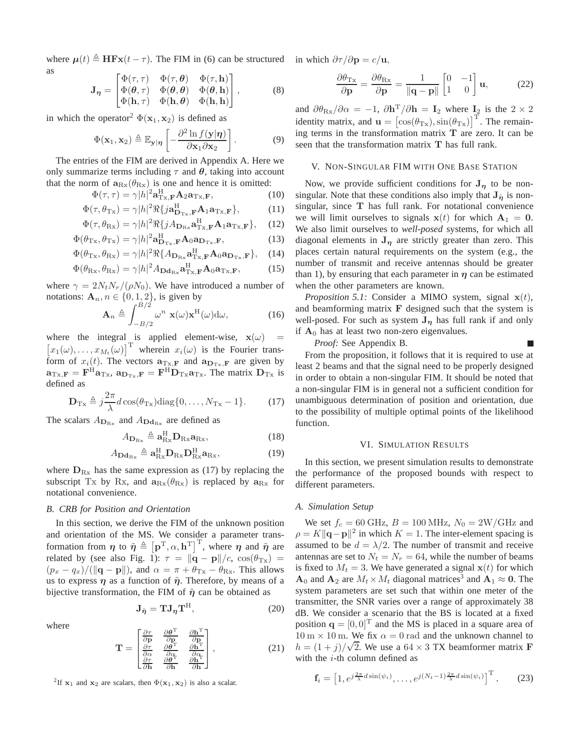where $\boldsymbol{\mu}(t) \triangleq \mathbf{H}\mathbf{F}\mathbf{x}(t-\tau)$. The FIM in (6) can be structured as

$$\mathbf{J}_{\boldsymbol{\eta}} = \begin{bmatrix} \Phi(\tau,\tau) & \Phi(\tau,\boldsymbol{\theta}) & \Phi(\tau,\mathbf{h}) \\ \Phi(\boldsymbol{\theta},\tau) & \Phi(\boldsymbol{\theta},\boldsymbol{\theta}) & \Phi(\boldsymbol{\theta},\mathbf{h}) \\ \Phi(\mathbf{h},\tau) & \Phi(\mathbf{h},\boldsymbol{\theta}) & \Phi(\mathbf{h},\mathbf{h}) \end{bmatrix}, \tag{8}$$

in which the operator[2] $\Phi(\mathbf{x}_1,\mathbf{x}_2)$ is defined as

$$\Phi(\mathbf{x}_1,\mathbf{x}_2) \triangleq \mathbb{E}_{\mathbf{y}|\boldsymbol{\eta}}\left[-\frac{\partial^2 \ln f(\mathbf{y}|\boldsymbol{\eta})}{\partial \mathbf{x}_1 \partial \mathbf{x}_2}\right]. \tag{9}$$

The entries of the FIM are derived in Appendix A. Here we only summarize terms including $\tau$ and $\boldsymbol{\theta}$, taking into account that the norm of $\mathbf{a}_{\mathrm{Rx}}(\theta_{\mathrm{Rx}})$ is one and hence it is omitted:

$$\Phi(\tau,\tau) = \gamma|h|^2 \mathbf{a}_{\mathrm{Tx},\mathbf{F}}^{\mathrm{H}} \mathbf{A}_2 \mathbf{a}_{\mathrm{Tx},\mathbf{F}}, \tag{10}$$

$$\Phi(\tau,\theta_{\mathrm{Tx}}) = \gamma|h|^2 \Re\{j\mathbf{a}_{\mathbf{D}_{\mathrm{Tx}},\mathbf{F}}^{\mathrm{H}} \mathbf{A}_1 \mathbf{a}_{\mathrm{Tx},\mathbf{F}}\}, \tag{11}$$

$$\Phi(\tau,\theta_{\mathrm{Rx}}) = \gamma|h|^2 \Re\{jA_{\mathbf{D}_{\mathrm{Rx}}} \mathbf{a}_{\mathrm{Tx},\mathbf{F}}^{\mathrm{H}} \mathbf{A}_1 \mathbf{a}_{\mathrm{Tx},\mathbf{F}}\}, \tag{12}$$

$$\Phi(\theta_{\mathrm{Tx}},\theta_{\mathrm{Tx}}) = \gamma|h|^2 \mathbf{a}_{\mathbf{D}_{\mathrm{Tx}},\mathbf{F}}^{\mathrm{H}} \mathbf{A}_0 \mathbf{a}_{\mathbf{D}_{\mathrm{Tx}},\mathbf{F}}, \tag{13}$$

$$\Phi(\theta_{\mathrm{Tx}},\theta_{\mathrm{Rx}}) = \gamma|h|^2 \Re\{A_{\mathbf{D}_{\mathrm{Rx}}} \mathbf{a}_{\mathrm{Tx},\mathbf{F}}^{\mathrm{H}} \mathbf{A}_0 \mathbf{a}_{\mathbf{D}_{\mathrm{Tx}},\mathbf{F}}\}, \tag{14}$$

$$\Phi(\theta_{\mathrm{Rx}},\theta_{\mathrm{Rx}}) = \gamma|h|^2 A_{\mathbf{Dd}_{\mathrm{Rx}}} \mathbf{a}_{\mathrm{Tx},\mathbf{F}}^{\mathrm{H}} \mathbf{A}_0 \mathbf{a}_{\mathrm{Tx},\mathbf{F}}, \tag{15}$$

where $\gamma = 2N_tN_r/(\rho N_0)$. We have introduced a number of notations: $\mathbf{A}_n, n \in \{0,1,2\}$, is given by

$$\mathbf{A}_n \triangleq \int_{-B/2}^{B/2} \omega^n \ \mathbf{x}(\omega)\mathbf{x}^{\mathrm{H}}(\omega)\mathrm{d}\omega, \tag{16}$$

where the integral is applied element-wise, $\mathbf{x}(\omega) = \left[x_1(\omega),\ldots,x_{M_t}(\omega)\right]^{\mathrm{T}}$ wherein $x_i(\omega)$ is the Fourier transform of $x_i(t)$. The vectors $\mathbf{a}_{\mathrm{Tx},\mathbf{F}}$ and $\mathbf{a}_{\mathbf{D}_{\mathrm{Tx}},\mathbf{F}}$ are given by $\mathbf{a}_{\mathrm{Tx},\mathbf{F}} = \mathbf{F}^{\mathrm{H}}\mathbf{a}_{\mathrm{Tx}}$, $\mathbf{a}_{\mathbf{D}_{\mathrm{Tx}},\mathbf{F}} = \mathbf{F}^{\mathrm{H}}\mathbf{D}_{\mathrm{Tx}}\mathbf{a}_{\mathrm{Tx}}$. The matrix $\mathbf{D}_{\mathrm{Tx}}$ is defined as

$$\mathbf{D}_{\mathrm{Tx}} \triangleq j\frac{2\pi}{\lambda} d\cos(\theta_{\mathrm{Tx}})\mathrm{diag}\{0,\ldots,N_{\mathrm{Tx}}-1\}. \tag{17}$$

The scalars $A_{\mathbf{D}_{\mathrm{Rx}}}$ and $A_{\mathbf{Dd}_{\mathrm{Rx}}}$ are defined as

$$A_{\mathbf{D}_{\mathrm{Rx}}} \triangleq \mathbf{a}_{\mathrm{Rx}}^{\mathrm{H}} \mathbf{D}_{\mathrm{Rx}} \mathbf{a}_{\mathrm{Rx}}, \tag{18}$$

$$A_{\mathbf{Dd}_{\mathrm{Rx}}} \triangleq \mathbf{a}_{\mathrm{Rx}}^{\mathrm{H}} \mathbf{D}_{\mathrm{Rx}} \mathbf{D}_{\mathrm{Rx}}^{\mathrm{H}} \mathbf{a}_{\mathrm{Rx}}, \tag{19}$$

where $\mathbf{D}_{\mathrm{Rx}}$ has the same expression as (17) by replacing the subscript Tx by Rx, and $\mathbf{a}_{\mathrm{Rx}}(\theta_{\mathrm{Rx}})$ is replaced by $\mathbf{a}_{\mathrm{Rx}}$ for notational convenience.

### *B. CRB for Position and Orientation*

In this section, we derive the FIM of the unknown position and orientation of the MS. We consider a parameter transformation from $\boldsymbol{\eta}$ to $\tilde{\boldsymbol{\eta}} \triangleq \left[\mathbf{p}^{\mathrm{T}},\alpha,\mathbf{h}^{\mathrm{T}}\right]^{\mathrm{T}}$, where $\boldsymbol{\eta}$ and $\tilde{\boldsymbol{\eta}}$ are related by (see also Fig. 1): $\tau = \|\mathbf{q}-\mathbf{p}\|/c$, $\cos(\theta_{\mathrm{Tx}}) = (p_x - q_x)/(\|\mathbf{q}-\mathbf{p}\|)$, and $\alpha = \pi + \theta_{\mathrm{Tx}} - \theta_{\mathrm{Rx}}$. This allows us to express $\boldsymbol{\eta}$ as a function of $\tilde{\boldsymbol{\eta}}$. Therefore, by means of a bijective transformation, the FIM of $\tilde{\boldsymbol{\eta}}$ can be obtained as

$$\mathbf{J}_{\tilde{\boldsymbol{\eta}}} = \mathbf{T}\mathbf{J}_{\boldsymbol{\eta}}\mathbf{T}^{\mathrm{H}}, \tag{20}$$

where

$$\mathbf{T} = \begin{bmatrix} \frac{\partial\tau}{\partial\mathbf{p}} & \frac{\partial\boldsymbol{\theta}^{\mathrm{T}}}{\partial\mathbf{p}} & \frac{\partial\mathbf{h}^{\mathrm{T}}}{\partial\mathbf{p}} \\ \frac{\partial\tau}{\partial\alpha} & \frac{\partial\boldsymbol{\theta}^{\mathrm{T}}}{\partial\alpha} & \frac{\partial\mathbf{h}^{\mathrm{T}}}{\partial\alpha} \\ \frac{\partial\tau}{\partial\mathbf{h}} & \frac{\partial\boldsymbol{\theta}^{\mathrm{T}}}{\partial\mathbf{h}} & \frac{\partial\mathbf{h}^{\mathrm{T}}}{\partial\mathbf{h}} \end{bmatrix}, \tag{21}$$

in which $\partial\tau/\partial\mathbf{p} = c/\mathbf{u}$,

$$\frac{\partial\theta_{\mathrm{Tx}}}{\partial\mathbf{p}} = \frac{\partial\theta_{\mathrm{Rx}}}{\partial\mathbf{p}} = \frac{1}{\|\mathbf{q}-\mathbf{p}\|}\begin{bmatrix} 0 & -1 \\ 1 & 0 \end{bmatrix}\mathbf{u}, \tag{22}$$

and $\partial\theta_{\mathrm{Rx}}/\partial\alpha = -1$, $\partial\mathbf{h}^{\mathrm{T}}/\partial\mathbf{h} = \mathbf{I}_2$ where $\mathbf{I}_2$ is the $2\times 2$ identity matrix, and $\mathbf{u} = \left[\cos(\theta_{\mathrm{Tx}}),\sin(\theta_{\mathrm{Tx}})\right]^{\mathrm{T}}$. The remaining terms in the transformation matrix $\mathbf{T}$ are zero. It can be seen that the transformation matrix $\mathbf{T}$ has full rank.

## V. Non-Singular FIM with One Base Station

Now, we provide sufficient conditions for $\mathbf{J}_{\boldsymbol{\eta}}$ to be non-singular. Note that these conditions also imply that $\mathbf{J}_{\tilde{\boldsymbol{\eta}}}$ is non-singular, since $\mathbf{T}$ has full rank. For notational convenience we will limit ourselves to signals $\mathbf{x}(t)$ for which $\mathbf{A}_1 = \mathbf{0}$. We also limit ourselves to *well-posed* systems, for which all diagonal elements in $\mathbf{J}_{\boldsymbol{\eta}}$ are strictly greater than zero. This places certain natural requirements on the system (e.g., the number of transmit and receive antennas should be greater than 1), by ensuring that each parameter in $\boldsymbol{\eta}$ can be estimated when the other parameters are known.

*Proposition 5.1:* Consider a MIMO system, signal $\mathbf{x}(t)$, and beamforming matrix $\mathbf{F}$ designed such that the system is well-posed. For such as system $\mathbf{J}_{\boldsymbol{\eta}}$ has full rank if and only if $\mathbf{A}_0$ has at least two non-zero eigenvalues.

*Proof:* See Appendix B. ∎

From the proposition, it follows that it is required to use at least 2 beams and that the signal need to be properly designed in order to obtain a non-singular FIM. It should be noted that a non-singular FIM is in general not a sufficient condition for unambiguous determination of position and orientation, due to the possibility of multiple optimal points of the likelihood function.

## VI. Simulation Results

In this section, we present simulation results to demonstrate the performance of the proposed bounds with respect to different parameters.

### *A. Simulation Setup*

We set $f_c = 60$ GHz, $B = 100$ MHz, $N_0 = 2\mathrm{W/GHz}$ and $\rho = K\|\mathbf{q}-\mathbf{p}\|^2$ in which $K = 1$. The inter-element spacing is assumed to be $d = \lambda/2$. The number of transmit and receive antennas are set to $N_t = N_r = 64$, while the number of beams is fixed to $M_t = 3$. We have generated a signal $\mathbf{x}(t)$ for which $\mathbf{A}_0$ and $\mathbf{A}_2$ are $M_t \times M_t$ diagonal matrices[3] and $\mathbf{A}_1 \approx \mathbf{0}$. The system parameters are set such that within one meter of the transmitter, the SNR varies over a range of approximately 38 dB. We consider a scenario that the BS is located at a fixed position $\mathbf{q} = [0,0]^{\mathrm{T}}$ and the MS is placed in a square area of $10\,\mathrm{m}\times 10\,\mathrm{m}$. We fix $\alpha = 0\,\mathrm{rad}$ and the unknown channel to $h = (1+j)/\sqrt{2}$. We use a $64\times 3$ TX beamformer matrix $\mathbf{F}$ with the $i$-th column defined as

$$\mathbf{f}_i = \left[1, e^{j\frac{2\pi}{\lambda}d\sin(\psi_i)},\ldots,e^{j(N_t-1)\frac{2\pi}{\lambda}d\sin(\psi_i)}\right]^{\mathrm{T}}, \tag{23}$$

[2] If $\mathbf{x}_1$ and $\mathbf{x}_2$ are scalars, then $\Phi(\mathbf{x}_1,\mathbf{x}_2)$ is also a scalar.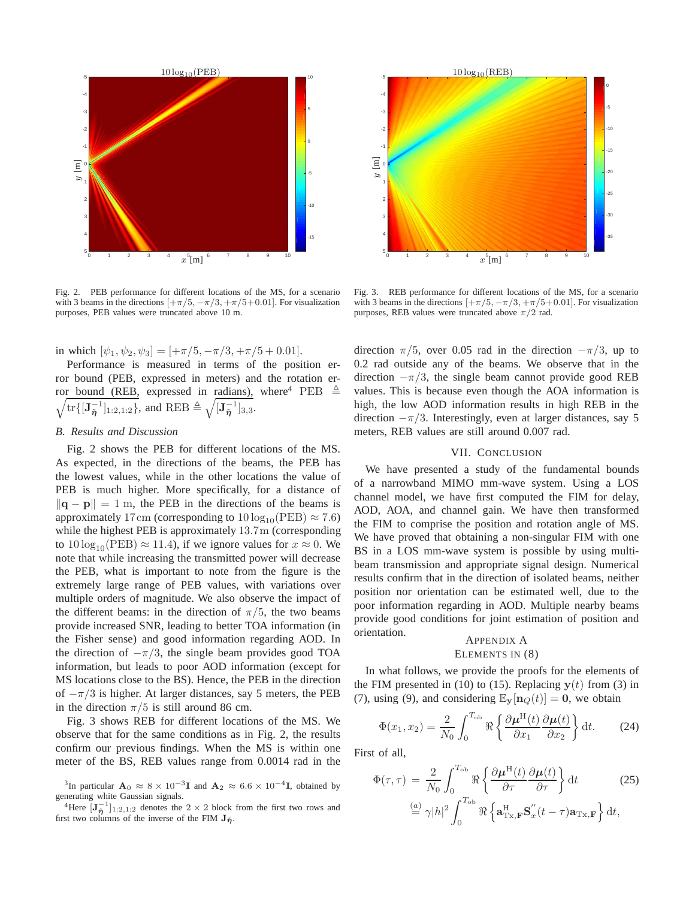Fig. 2. PEB performance for different locations of the MS, for a scenario with 3 beams in the directions $[+\pi/5, -\pi/3, +\pi/5{+}0.01]$. For visualization purposes, PEB values were truncated above 10 m.

Fig. 3. REB performance for different locations of the MS, for a scenario with 3 beams in the directions $[+\pi/5, -\pi/3, +\pi/5{+}0.01]$. For visualization purposes, REB values were truncated above $\pi/2$ rad.

in which $[\psi_1, \psi_2, \psi_3] = [+\pi/5, -\pi/3, +\pi/5 + 0.01]$.

Performance is measured in terms of the position error bound (PEB, expressed in meters) and the rotation error bound (REB, expressed in radians), where[4] PEB $\triangleq \sqrt{\mathrm{tr}\{[\mathbf{J}_{\tilde{\boldsymbol{\eta}}}^{-1}]_{1:2,1:2}\}}$, and REB $\triangleq \sqrt{[\mathbf{J}_{\tilde{\boldsymbol{\eta}}}^{-1}]_{3,3}}$.

### *B. Results and Discussion*

Fig. 2 shows the PEB for different locations of the MS. As expected, in the directions of the beams, the PEB has the lowest values, while in the other locations the value of PEB is much higher. More specifically, for a distance of $\|\mathbf{q} - \mathbf{p}\| = 1$ m, the PEB in the directions of the beams is approximately $17\,\mathrm{cm}$ (corresponding to $10\log_{10}(\mathrm{PEB}) \approx 7.6$) while the highest PEB is approximately $13.7\,\mathrm{m}$ (corresponding to $10\log_{10}(\mathrm{PEB}) \approx 11.4$), if we ignore values for $x \approx 0$. We note that while increasing the transmitted power will decrease the PEB, what is important to note from the figure is the extremely large range of PEB values, with variations over multiple orders of magnitude. We also observe the impact of the different beams: in the direction of $\pi/5$, the two beams provide increased SNR, leading to better TOA information (in the Fisher sense) and good information regarding AOD. In the direction of $-\pi/3$, the single beam provides good TOA information, but leads to poor AOD information (except for MS locations close to the BS). Hence, the PEB in the direction of $-\pi/3$ is higher. At larger distances, say 5 meters, the PEB in the direction $\pi/5$ is still around 86 cm.

Fig. 3 shows REB for different locations of the MS. We observe that for the same conditions as in Fig. 2, the results confirm our previous findings. When the MS is within one meter of the BS, REB values range from 0.0014 rad in the direction $\pi/5$, over 0.05 rad in the direction $-\pi/3$, up to 0.2 rad outside any of the beams. We observe that in the direction $-\pi/3$, the single beam cannot provide good REB values. This is because even though the AOA information is high, the low AOD information results in high REB in the direction $-\pi/3$. Interestingly, even at larger distances, say 5 meters, REB values are still around 0.007 rad.

## VII. Conclusion

We have presented a study of the fundamental bounds of a narrowband MIMO mm-wave system. Using a LOS channel model, we have first computed the FIM for delay, AOD, AOA, and channel gain. We have then transformed the FIM to comprise the position and rotation angle of MS. We have proved that obtaining a non-singular FIM with one BS in a LOS mm-wave system is possible by using multi-beam transmission and appropriate signal design. Numerical results confirm that in the direction of isolated beams, neither position nor orientation can be estimated well, due to the poor information regarding in AOD. Multiple nearby beams provide good conditions for joint estimation of position and orientation.

## Appendix A
## Elements in (8)

In what follows, we provide the proofs for the elements of the FIM presented in (10) to (15). Replacing $\mathbf{y}(t)$ from (3) in (7), using (9), and considering $\mathbb{E}_{\mathbf{y}}[\mathbf{n}_Q(t)] = \mathbf{0}$, we obtain

$$\Phi(x_1, x_2) = \frac{2}{N_0}\int_0^{T_{\mathrm{ob}}} \Re\left\{\frac{\partial \boldsymbol{\mu}^{\mathrm{H}}(t)}{\partial x_1}\frac{\partial \boldsymbol{\mu}(t)}{\partial x_2}\right\}\mathrm{d}t. \tag{24}$$

First of all,

$$\begin{aligned}\Phi(\tau, \tau) &= \frac{2}{N_0}\int_0^{T_{\mathrm{ob}}} \Re\left\{\frac{\partial \boldsymbol{\mu}^{\mathrm{H}}(t)}{\partial \tau}\frac{\partial \boldsymbol{\mu}(t)}{\partial \tau}\right\}\mathrm{d}t \\ &\overset{(a)}{=} \gamma |h|^2 \int_0^{T_{\mathrm{ob}}} \Re\left\{\mathbf{a}_{\mathrm{Tx},\mathbf{F}}^{\mathrm{H}}\mathbf{S}_x^{''}(t-\tau)\mathbf{a}_{\mathrm{Tx},\mathbf{F}}\right\}\mathrm{d}t,\end{aligned} \tag{25}$$

[3] In particular $\mathbf{A}_0 \approx 8 \times 10^{-3}\mathbf{I}$ and $\mathbf{A}_2 \approx 6.6 \times 10^{-4}\mathbf{I}$, obtained by generating white Gaussian signals.

[4] Here $[\mathbf{J}_{\tilde{\boldsymbol{\eta}}}^{-1}]_{1:2,1:2}$ denotes the $2 \times 2$ block from the first two rows and first two columns of the inverse of the FIM $\mathbf{J}_{\tilde{\boldsymbol{\eta}}}$.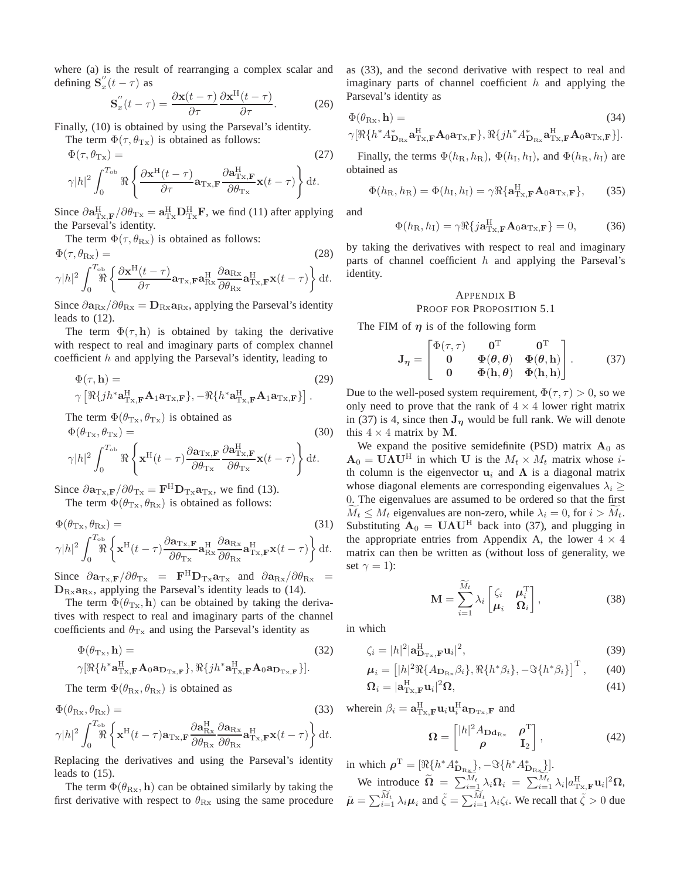where (a) is the result of rearranging a complex scalar and defining $\mathbf{S}_x^{''}(t-\tau)$ as

$$\mathbf{S}_x^{''}(t-\tau) = \frac{\partial \mathbf{x}(t-\tau)}{\partial \tau}\frac{\partial \mathbf{x}^{\mathrm{H}}(t-\tau)}{\partial \tau}. \tag{26}$$

Finally, (10) is obtained by using the Parseval's identity.

The term $\Phi(\tau, \theta_{\mathrm{Tx}})$ is obtained as follows:

$$\Phi(\tau, \theta_{\mathrm{Tx}}) = \gamma |h|^2 \int_0^{T_{\mathrm{ob}}} \Re\left\{ \frac{\partial \mathbf{x}^{\mathrm{H}}(t-\tau)}{\partial \tau} \mathbf{a}_{\mathrm{Tx},\mathbf{F}} \frac{\partial \mathbf{a}^{\mathrm{H}}_{\mathrm{Tx},\mathbf{F}}}{\partial \theta_{\mathrm{Tx}}} \mathbf{x}(t-\tau)\right\} \mathrm{d}t. \tag{27}$$

Since $\partial \mathbf{a}^{\mathrm{H}}_{\mathrm{Tx},\mathbf{F}}/\partial\theta_{\mathrm{Tx}} = \mathbf{a}^{\mathrm{H}}_{\mathrm{Tx}}\mathbf{D}^{\mathrm{H}}_{\mathrm{Tx}}\mathbf{F}$, we find (11) after applying the Parseval's identity.

The term $\Phi(\tau, \theta_{\mathrm{Rx}})$ is obtained as follows:

$$\Phi(\tau, \theta_{\mathrm{Rx}}) = \gamma |h|^2 \int_0^{T_{\mathrm{ob}}} \Re\left\{ \frac{\partial \mathbf{x}^{\mathrm{H}}(t-\tau)}{\partial \tau} \mathbf{a}_{\mathrm{Tx},\mathbf{F}} \mathbf{a}^{\mathrm{H}}_{\mathrm{Rx}} \frac{\partial \mathbf{a}_{\mathrm{Rx}}}{\partial \theta_{\mathrm{Rx}}} \mathbf{a}^{\mathrm{H}}_{\mathrm{Tx},\mathbf{F}} \mathbf{x}(t-\tau)\right\} \mathrm{d}t. \tag{28}$$

Since $\partial \mathbf{a}_{\mathrm{Rx}}/\partial\theta_{\mathrm{Rx}} = \mathbf{D}_{\mathrm{Rx}}\mathbf{a}_{\mathrm{Rx}}$, applying the Parseval's identity leads to (12).

The term $\Phi(\tau, \mathbf{h})$ is obtained by taking the derivative with respect to real and imaginary parts of complex channel coefficient $h$ and applying the Parseval's identity, leading to

$$\Phi(\tau, \mathbf{h}) = \gamma\left[\Re\{jh^*\mathbf{a}^{\mathrm{H}}_{\mathrm{Tx},\mathbf{F}}\mathbf{A}_1\mathbf{a}_{\mathrm{Tx},\mathbf{F}}\}, -\Re\{h^*\mathbf{a}^{\mathrm{H}}_{\mathrm{Tx},\mathbf{F}}\mathbf{A}_1\mathbf{a}_{\mathrm{Tx},\mathbf{F}}\}\right]. \tag{29}$$

The term $\Phi(\theta_{\mathrm{Tx}}, \theta_{\mathrm{Tx}})$ is obtained as

$$\Phi(\theta_{\mathrm{Tx}}, \theta_{\mathrm{Tx}}) = \gamma |h|^2 \int_0^{T_{\mathrm{ob}}} \Re\left\{ \mathbf{x}^{\mathrm{H}}(t-\tau) \frac{\partial \mathbf{a}_{\mathrm{Tx},\mathbf{F}}}{\partial \theta_{\mathrm{Tx}}} \frac{\partial \mathbf{a}^{\mathrm{H}}_{\mathrm{Tx},\mathbf{F}}}{\partial \theta_{\mathrm{Tx}}} \mathbf{x}(t-\tau)\right\} \mathrm{d}t. \tag{30}$$

Since $\partial \mathbf{a}_{\mathrm{Tx},\mathbf{F}}/\partial\theta_{\mathrm{Tx}} = \mathbf{F}^{\mathrm{H}}\mathbf{D}_{\mathrm{Tx}}\mathbf{a}_{\mathrm{Tx}}$, we find (13).

The term $\Phi(\theta_{\mathrm{Tx}}, \theta_{\mathrm{Rx}})$ is obtained as follows:

$$\Phi(\theta_{\mathrm{Tx}}, \theta_{\mathrm{Rx}}) = \gamma |h|^2 \int_0^{T_{\mathrm{ob}}} \Re\left\{ \mathbf{x}^{\mathrm{H}}(t-\tau) \frac{\partial \mathbf{a}_{\mathrm{Tx},\mathbf{F}}}{\partial \theta_{\mathrm{Tx}}} \mathbf{a}^{\mathrm{H}}_{\mathrm{Rx}} \frac{\partial \mathbf{a}_{\mathrm{Rx}}}{\partial \theta_{\mathrm{Rx}}} \mathbf{a}^{\mathrm{H}}_{\mathrm{Tx},\mathbf{F}} \mathbf{x}(t-\tau)\right\} \mathrm{d}t. \tag{31}$$

Since $\partial \mathbf{a}_{\mathrm{Tx},\mathbf{F}}/\partial\theta_{\mathrm{Tx}} = \mathbf{F}^{\mathrm{H}}\mathbf{D}_{\mathrm{Tx}}\mathbf{a}_{\mathrm{Tx}}$ and $\partial \mathbf{a}_{\mathrm{Rx}}/\partial\theta_{\mathrm{Rx}} = \mathbf{D}_{\mathrm{Rx}}\mathbf{a}_{\mathrm{Rx}}$, applying the Parseval's identity leads to (14).

The term $\Phi(\theta_{\mathrm{Tx}}, \mathbf{h})$ can be obtained by taking the derivatives with respect to real and imaginary parts of the channel coefficients and $\theta_{\mathrm{Tx}}$ and using the Parseval's identity as

$$\Phi(\theta_{\mathrm{Tx}}, \mathbf{h}) = \gamma[\Re\{h^*\mathbf{a}^{\mathrm{H}}_{\mathrm{Tx},\mathbf{F}}\mathbf{A}_0\mathbf{a}_{\mathbf{D}_{\mathrm{Tx}},\mathbf{F}}\}, \Re\{jh^*\mathbf{a}^{\mathrm{H}}_{\mathrm{Tx},\mathbf{F}}\mathbf{A}_0\mathbf{a}_{\mathbf{D}_{\mathrm{Tx}},\mathbf{F}}\}]. \tag{32}$$

The term $\Phi(\theta_{\mathrm{Rx}}, \theta_{\mathrm{Rx}})$ is obtained as

$$\Phi(\theta_{\mathrm{Rx}}, \theta_{\mathrm{Rx}}) = \gamma |h|^2 \int_0^{T_{\mathrm{ob}}} \Re\left\{ \mathbf{x}^{\mathrm{H}}(t-\tau) \mathbf{a}_{\mathrm{Tx},\mathbf{F}} \frac{\partial \mathbf{a}^{\mathrm{H}}_{\mathrm{Rx}}}{\partial \theta_{\mathrm{Rx}}} \frac{\partial \mathbf{a}_{\mathrm{Rx}}}{\partial \theta_{\mathrm{Rx}}} \mathbf{a}^{\mathrm{H}}_{\mathrm{Tx},\mathbf{F}} \mathbf{x}(t-\tau)\right\} \mathrm{d}t. \tag{33}$$

Replacing the derivatives and using the Parseval's identity leads to (15).

The term $\Phi(\theta_{\mathrm{Rx}}, \mathbf{h})$ can be obtained similarly by taking the first derivative with respect to $\theta_{\mathrm{Rx}}$ using the same procedure as (33), and the second derivative with respect to real and imaginary parts of channel coefficient $h$ and applying the Parseval's identity as

$$\Phi(\theta_{\mathrm{Rx}}, \mathbf{h}) = \gamma[\Re\{h^*A^*_{\mathbf{D}_{\mathrm{Rx}}}\mathbf{a}^{\mathrm{H}}_{\mathrm{Tx},\mathbf{F}}\mathbf{A}_0\mathbf{a}_{\mathrm{Tx},\mathbf{F}}\}, \Re\{jh^*A^*_{\mathbf{D}_{\mathrm{Rx}}}\mathbf{a}^{\mathrm{H}}_{\mathrm{Tx},\mathbf{F}}\mathbf{A}_0\mathbf{a}_{\mathrm{Tx},\mathbf{F}}\}]. \tag{34}$$

Finally, the terms $\Phi(h_{\mathrm{R}}, h_{\mathrm{R}})$, $\Phi(h_{\mathrm{I}}, h_{\mathrm{I}})$, and $\Phi(h_{\mathrm{R}}, h_{\mathrm{I}})$ are obtained as

$$\Phi(h_{\mathrm{R}}, h_{\mathrm{R}}) = \Phi(h_{\mathrm{I}}, h_{\mathrm{I}}) = \gamma\Re\{\mathbf{a}^{\mathrm{H}}_{\mathrm{Tx},\mathbf{F}}\mathbf{A}_0\mathbf{a}_{\mathrm{Tx},\mathbf{F}}\}, \tag{35}$$

and

$$\Phi(h_{\mathrm{R}}, h_{\mathrm{I}}) = \gamma\Re\{j\mathbf{a}^{\mathrm{H}}_{\mathrm{Tx},\mathbf{F}}\mathbf{A}_0\mathbf{a}_{\mathrm{Tx},\mathbf{F}}\} = 0, \tag{36}$$

by taking the derivatives with respect to real and imaginary parts of channel coefficient $h$ and applying the Parseval's identity.

## Appendix B
## Proof for Proposition 5.1

The FIM of $\boldsymbol{\eta}$ is of the following form

$$\mathbf{J}_{\boldsymbol{\eta}} = \begin{bmatrix} \Phi(\tau,\tau) & \mathbf{0}^{\mathrm{T}} & \mathbf{0}^{\mathrm{T}} \\ \mathbf{0} & \boldsymbol{\Phi}(\boldsymbol{\theta},\boldsymbol{\theta}) & \boldsymbol{\Phi}(\boldsymbol{\theta},\mathbf{h}) \\ \mathbf{0} & \boldsymbol{\Phi}(\mathbf{h},\boldsymbol{\theta}) & \boldsymbol{\Phi}(\mathbf{h},\mathbf{h}) \end{bmatrix}. \tag{37}$$

Due to the well-posed system requirement, $\Phi(\tau,\tau) > 0$, so we only need to prove that the rank of $4\times 4$ lower right matrix in (37) is 4, since then $\mathbf{J}_{\boldsymbol{\eta}}$ would be full rank. We will denote this $4 \times 4$ matrix by $\mathbf{M}$.

We expand the positive semidefinite (PSD) matrix $\mathbf{A}_0$ as $\mathbf{A}_0 = \mathbf{U}\boldsymbol{\Lambda}\mathbf{U}^{\mathrm{H}}$ in which $\mathbf{U}$ is the $M_t \times M_t$ matrix whose $i$-th column is the eigenvector $\mathbf{u}_i$ and $\boldsymbol{\Lambda}$ is a diagonal matrix whose diagonal elements are corresponding eigenvalues $\lambda_i \geq 0$. The eigenvalues are assumed to be ordered so that the first $\widetilde{M}_t \leq M_t$ eigenvalues are non-zero, while $\lambda_i = 0$, for $i > \widetilde{M}_t$. Substituting $\mathbf{A}_0 = \mathbf{U}\boldsymbol{\Lambda}\mathbf{U}^{\mathrm{H}}$ back into (37), and plugging in the appropriate entries from Appendix A, the lower $4 \times 4$ matrix can then be written as (without loss of generality, we set $\gamma = 1$):

$$\mathbf{M} = \sum_{i=1}^{\widetilde{M}_t} \lambda_i \begin{bmatrix} \zeta_i & \boldsymbol{\mu}_i^{\mathrm{T}} \\ \boldsymbol{\mu}_i & \boldsymbol{\Omega}_i \end{bmatrix}, \tag{38}$$

in which

$$\zeta_i = |h|^2|\mathbf{a}^{\mathrm{H}}_{\mathbf{D}_{\mathrm{Tx}},\mathbf{F}}\mathbf{u}_i|^2, \tag{39}$$

$$\boldsymbol{\mu}_i = \left[|h|^2\Re\{A_{\mathbf{D}_{\mathrm{Rx}}}\beta_i\}, \Re\{h^*\beta_i\}, -\Im\{h^*\beta_i\}\right]^{\mathrm{T}}, \tag{40}$$

$$\boldsymbol{\Omega}_i = |\mathbf{a}^{\mathrm{H}}_{\mathrm{Tx},\mathbf{F}}\mathbf{u}_i|^2\boldsymbol{\Omega}, \tag{41}$$

wherein $\beta_i = \mathbf{a}^{\mathrm{H}}_{\mathrm{Tx},\mathbf{F}}\mathbf{u}_i\mathbf{u}_i^{\mathrm{H}}\mathbf{a}_{\mathbf{D}_{\mathrm{Tx}},\mathbf{F}}$ and

$$\boldsymbol{\Omega} = \begin{bmatrix} |h|^2 A_{\mathbf{Dd}_{\mathrm{Rx}}} & \boldsymbol{\rho}^{\mathrm{T}} \\ \boldsymbol{\rho} & \mathbf{I}_2 \end{bmatrix}, \tag{42}$$

in which $\boldsymbol{\rho}^{\mathrm{T}} = [\Re\{h^*A^*_{\mathbf{D}_{\mathrm{Rx}}}\}, -\Im\{h^*A^*_{\mathbf{D}_{\mathrm{Rx}}}\}]$.

We introduce $\widetilde{\boldsymbol{\Omega}} = \sum_{i=1}^{\widetilde{M}_t}\lambda_i\boldsymbol{\Omega}_i = \sum_{i=1}^{\widetilde{M}_t}\lambda_i|a^{\mathrm{H}}_{\mathrm{Tx},\mathbf{F}}\mathbf{u}_i|^2\boldsymbol{\Omega}$, $\tilde{\boldsymbol{\mu}} = \sum_{i=1}^{\widetilde{M}_t}\lambda_i\boldsymbol{\mu}_i$ and $\tilde{\zeta} = \sum_{i=1}^{\widetilde{M}_t}\lambda_i\zeta_i$. We recall that $\tilde{\zeta} > 0$ due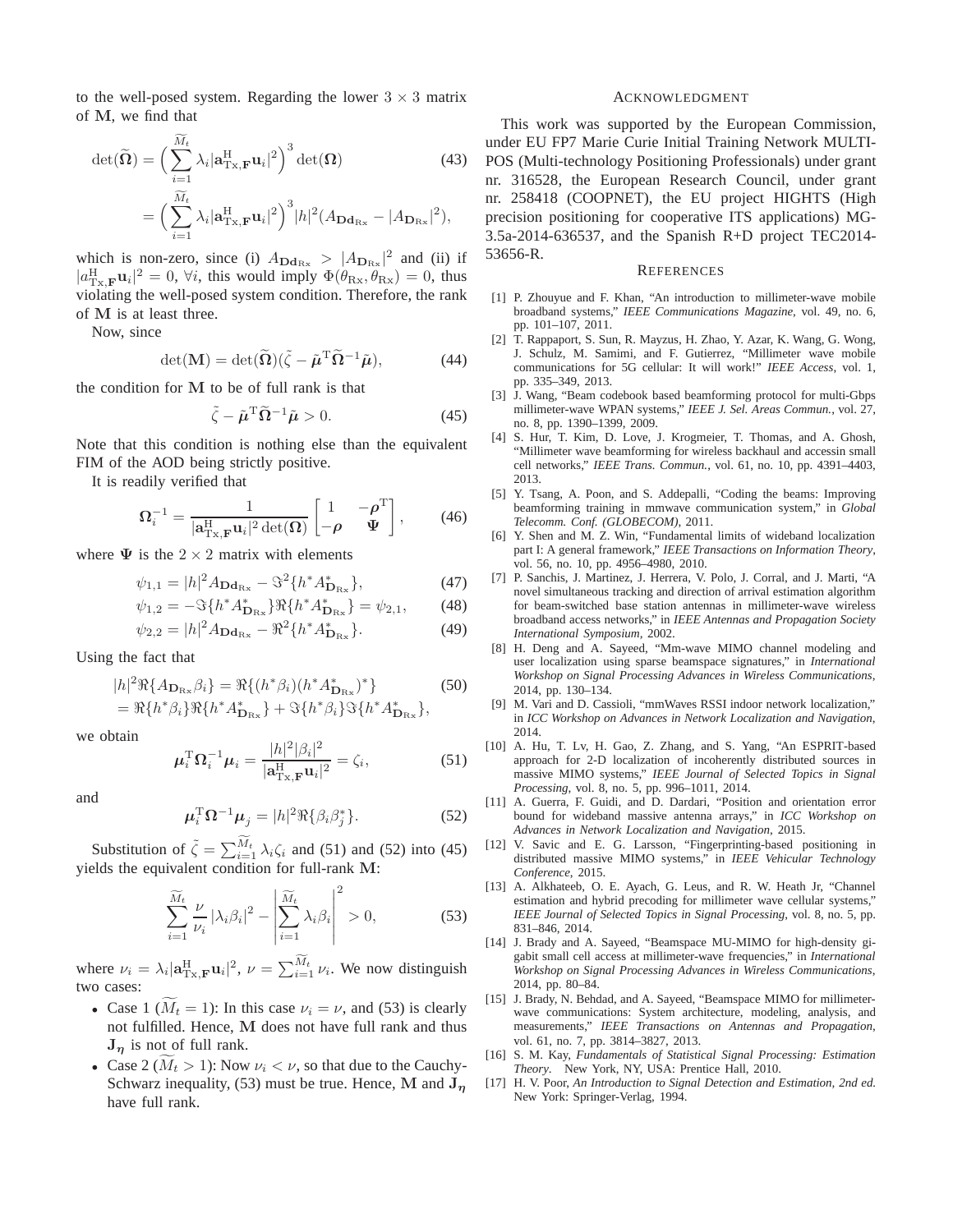to the well-posed system. Regarding the lower $3 \times 3$ matrix of $\mathbf{M}$, we find that

$$\det(\widetilde{\boldsymbol{\Omega}}) = \Big( \sum_{i=1}^{\widetilde{M}_t} \lambda_i |\mathbf{a}_{\mathrm{Tx},\mathbf{F}}^{\mathrm{H}} \mathbf{u}_i|^2 \Big)^3 \det(\boldsymbol{\Omega}) \tag{43}$$

$$= \Big( \sum_{i=1}^{\widetilde{M}_t} \lambda_i |\mathbf{a}_{\mathrm{Tx},\mathbf{F}}^{\mathrm{H}} \mathbf{u}_i|^2 \Big)^3 |h|^2 (A_{\mathbf{Dd}_{\mathrm{Rx}}} - |A_{\mathbf{D}_{\mathrm{Rx}}}|^2),$$

which is non-zero, since (i) $A_{\mathbf{Dd}_{\mathrm{Rx}}} > |A_{\mathbf{D}_{\mathrm{Rx}}}|^2$ and (ii) if $|a_{\mathrm{Tx},\mathbf{F}}^{\mathrm{H}} \mathbf{u}_i|^2 = 0$, $\forall i$, this would imply $\Phi(\theta_{\mathrm{Rx}}, \theta_{\mathrm{Rx}}) = 0$, thus violating the well-posed system condition. Therefore, the rank of $\mathbf{M}$ is at least three.

Now, since

$$\det(\mathbf{M}) = \det(\widetilde{\boldsymbol{\Omega}})(\tilde{\zeta} - \tilde{\boldsymbol{\mu}}^{\mathrm{T}} \widetilde{\boldsymbol{\Omega}}^{-1} \tilde{\boldsymbol{\mu}}), \tag{44}$$

the condition for $\mathbf{M}$ to be of full rank is that

$$\tilde{\zeta} - \tilde{\boldsymbol{\mu}}^{\mathrm{T}} \widetilde{\boldsymbol{\Omega}}^{-1} \tilde{\boldsymbol{\mu}} > 0. \tag{45}$$

Note that this condition is nothing else than the equivalent FIM of the AOD being strictly positive.

It is readily verified that

$$\boldsymbol{\Omega}_i^{-1} = \frac{1}{|\mathbf{a}_{\mathrm{Tx},\mathbf{F}}^{\mathrm{H}} \mathbf{u}_i|^2 \det(\boldsymbol{\Omega})} \begin{bmatrix} 1 & -\boldsymbol{\rho}^{\mathrm{T}} \\ -\boldsymbol{\rho} & \boldsymbol{\Psi} \end{bmatrix}, \tag{46}$$

where $\boldsymbol{\Psi}$ is the $2 \times 2$ matrix with elements

$$\psi_{1,1} = |h|^2 A_{\mathbf{Dd}_{\mathrm{Rx}}} - \Im^2\{h^* A_{\mathbf{D}_{\mathrm{Rx}}}^*\}, \tag{47}$$

$$\psi_{1,2} = -\Im\{h^* A_{\mathbf{D}_{\mathrm{Rx}}}^*\} \Re\{h^* A_{\mathbf{D}_{\mathrm{Rx}}}^*\} = \psi_{2,1}, \tag{48}$$

$$\psi_{2,2} = |h|^2 A_{\mathbf{Dd}_{\mathrm{Rx}}} - \Re^2\{h^* A_{\mathbf{D}_{\mathrm{Rx}}}^*\}. \tag{49}$$

Using the fact that

$$|h|^2 \Re\{A_{\mathbf{D}_{\mathrm{Rx}}} \beta_i\} = \Re\{(h^* \beta_i)(h^* A_{\mathbf{D}_{\mathrm{Rx}}}^*)^*\} \tag{50}$$

$$= \Re\{h^* \beta_i\} \Re\{h^* A_{\mathbf{D}_{\mathrm{Rx}}}^*\} + \Im\{h^* \beta_i\} \Im\{h^* A_{\mathbf{D}_{\mathrm{Rx}}}^*\},$$

we obtain

$$\boldsymbol{\mu}_i^{\mathrm{T}} \boldsymbol{\Omega}_i^{-1} \boldsymbol{\mu}_i = \frac{|h|^2 |\beta_i|^2}{|\mathbf{a}_{\mathrm{Tx},\mathbf{F}}^{\mathrm{H}} \mathbf{u}_i|^2} = \zeta_i, \tag{51}$$

and

$$\boldsymbol{\mu}_i^{\mathrm{T}} \boldsymbol{\Omega}^{-1} \boldsymbol{\mu}_j = |h|^2 \Re\{\beta_i \beta_j^*\}. \tag{52}$$

Substitution of $\tilde{\zeta} = \sum_{i=1}^{\widetilde{M}_t} \lambda_i \zeta_i$ and (51) and (52) into (45) yields the equivalent condition for full-rank $\mathbf{M}$:

$$\sum_{i=1}^{\widetilde{M}_t} \frac{\nu}{\nu_i} |\lambda_i \beta_i|^2 - \left| \sum_{i=1}^{\widetilde{M}_t} \lambda_i \beta_i \right|^2 > 0, \tag{53}$$

where $\nu_i = \lambda_i |\mathbf{a}_{\mathrm{Tx},\mathbf{F}}^{\mathrm{H}} \mathbf{u}_i|^2$, $\nu = \sum_{i=1}^{\widetilde{M}_t} \nu_i$. We now distinguish two cases:

- Case 1 ($\widetilde{M}_t = 1$): In this case $\nu_i = \nu$, and (53) is clearly not fulfilled. Hence, $\mathbf{M}$ does not have full rank and thus $\mathbf{J}_{\boldsymbol{\eta}}$ is not of full rank.
- Case 2 ($\widetilde{M}_t > 1$): Now $\nu_i < \nu$, so that due to the Cauchy-Schwarz inequality, (53) must be true. Hence, $\mathbf{M}$ and $\mathbf{J}_{\boldsymbol{\eta}}$ have full rank.

## Acknowledgment

This work was supported by the European Commission, under EU FP7 Marie Curie Initial Training Network MULTI-POS (Multi-technology Positioning Professionals) under grant nr. 316528, the European Research Council, under grant nr. 258418 (COOPNET), the EU project HIGHTS (High precision positioning for cooperative ITS applications) MG-3.5a-2014-636537, and the Spanish R+D project TEC2014-53656-R.

## References

[1] P. Zhouyue and F. Khan, "An introduction to millimeter-wave mobile broadband systems," *IEEE Communications Magazine*, vol. 49, no. 6, pp. 101–107, 2011.

[2] T. Rappaport, S. Sun, R. Mayzus, H. Zhao, Y. Azar, K. Wang, G. Wong, J. Schulz, M. Samimi, and F. Gutierrez, "Millimeter wave mobile communications for 5G cellular: It will work!" *IEEE Access*, vol. 1, pp. 335–349, 2013.

[3] J. Wang, "Beam codebook based beamforming protocol for multi-Gbps millimeter-wave WPAN systems," *IEEE J. Sel. Areas Commun.*, vol. 27, no. 8, pp. 1390–1399, 2009.

[4] S. Hur, T. Kim, D. Love, J. Krogmeier, T. Thomas, and A. Ghosh, "Millimeter wave beamforming for wireless backhaul and accessin small cell networks," *IEEE Trans. Commun.*, vol. 61, no. 10, pp. 4391–4403, 2013.

[5] Y. Tsang, A. Poon, and S. Addepalli, "Coding the beams: Improving beamforming training in mmwave communication system," in *Global Telecomm. Conf. (GLOBECOM)*, 2011.

[6] Y. Shen and M. Z. Win, "Fundamental limits of wideband localization part I: A general framework," *IEEE Transactions on Information Theory*, vol. 56, no. 10, pp. 4956–4980, 2010.

[7] P. Sanchis, J. Martinez, J. Herrera, V. Polo, J. Corral, and J. Marti, "A novel simultaneous tracking and direction of arrival estimation algorithm for beam-switched base station antennas in millimeter-wave wireless broadband access networks," in *IEEE Antennas and Propagation Society International Symposium*, 2002.

[8] H. Deng and A. Sayeed, "Mm-wave MIMO channel modeling and user localization using sparse beamspace signatures," in *International Workshop on Signal Processing Advances in Wireless Communications*, 2014, pp. 130–134.

[9] M. Vari and D. Cassioli, "mmWaves RSSI indoor network localization," in *ICC Workshop on Advances in Network Localization and Navigation*, 2014.

[10] A. Hu, T. Lv, H. Gao, Z. Zhang, and S. Yang, "An ESPRIT-based approach for 2-D localization of incoherently distributed sources in massive MIMO systems," *IEEE Journal of Selected Topics in Signal Processing*, vol. 8, no. 5, pp. 996–1011, 2014.

[11] A. Guerra, F. Guidi, and D. Dardari, "Position and orientation error bound for wideband massive antenna arrays," in *ICC Workshop on Advances in Network Localization and Navigation*, 2015.

[12] V. Savic and E. G. Larsson, "Fingerprinting-based positioning in distributed massive MIMO systems," in *IEEE Vehicular Technology Conference*, 2015.

[13] A. Alkhateeb, O. E. Ayach, G. Leus, and R. W. Heath Jr, "Channel estimation and hybrid precoding for millimeter wave cellular systems," *IEEE Journal of Selected Topics in Signal Processing*, vol. 8, no. 5, pp. 831–846, 2014.

[14] J. Brady and A. Sayeed, "Beamspace MU-MIMO for high-density gigabit small cell access at millimeter-wave frequencies," in *International Workshop on Signal Processing Advances in Wireless Communications*, 2014, pp. 80–84.

[15] J. Brady, N. Behdad, and A. Sayeed, "Beamspace MIMO for millimeter-wave communications: System architecture, modeling, analysis, and measurements," *IEEE Transactions on Antennas and Propagation*, vol. 61, no. 7, pp. 3814–3827, 2013.

[16] S. M. Kay, *Fundamentals of Statistical Signal Processing: Estimation Theory*. New York, NY, USA: Prentice Hall, 2010.

[17] H. V. Poor, *An Introduction to Signal Detection and Estimation, 2nd ed.* New York: Springer-Verlag, 1994.